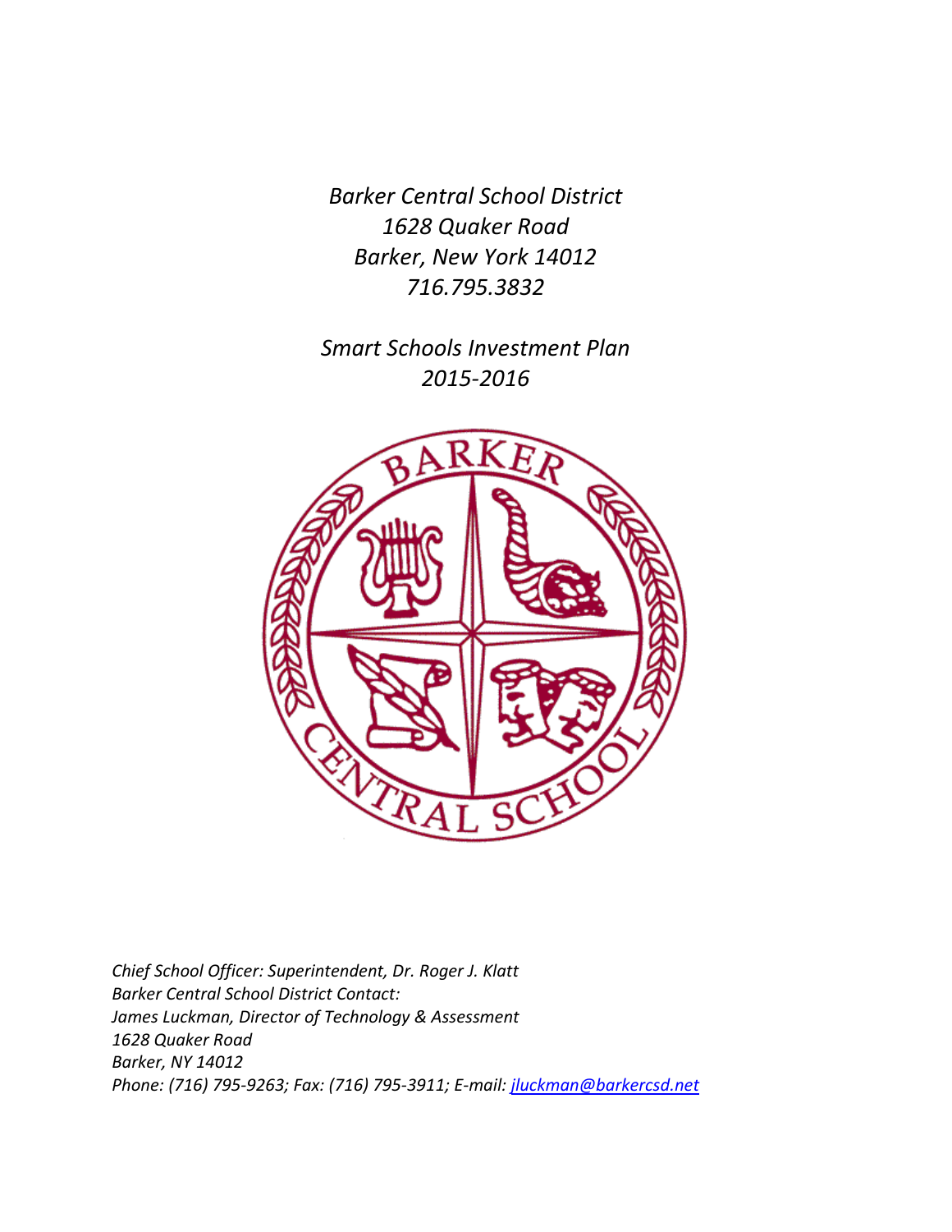*Barker Central School District*
*1628 Quaker Road*
*Barker, New York 14012*
*716.795.3832*

*Smart Schools Investment Plan*
*2015-2016*

*Chief School Officer: Superintendent, Dr. Roger J. Klatt*
*Barker Central School District Contact:*
*James Luckman, Director of Technology & Assessment*
*1628 Quaker Road*
*Barker, NY 14012*
*Phone: (716) 795-9263; Fax: (716) 795-3911; E-mail: jluckman@barkercsd.net*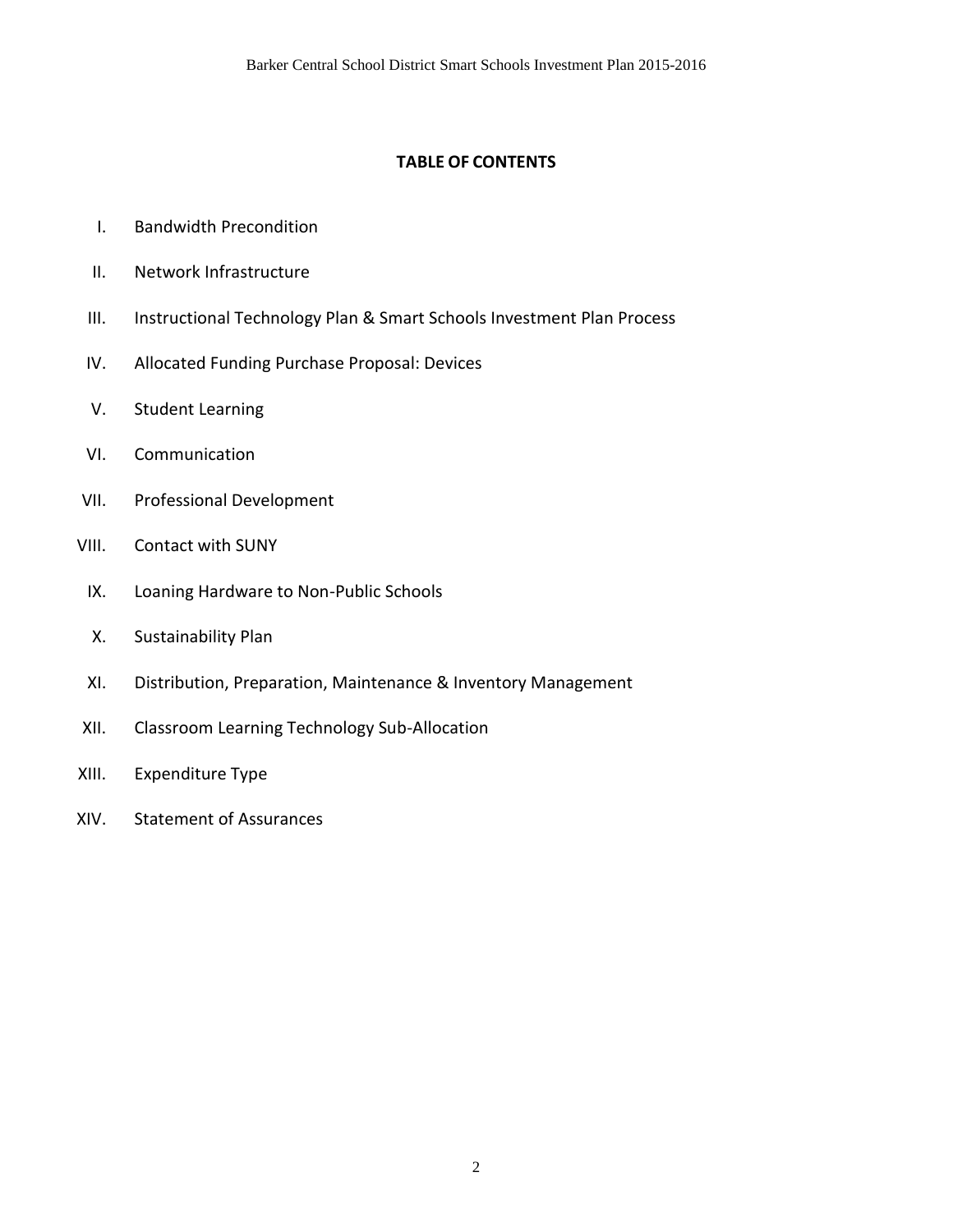## TABLE OF CONTENTS

I. Bandwidth Precondition

II. Network Infrastructure

III. Instructional Technology Plan & Smart Schools Investment Plan Process

IV. Allocated Funding Purchase Proposal: Devices

V. Student Learning

VI. Communication

VII. Professional Development

VIII. Contact with SUNY

IX. Loaning Hardware to Non-Public Schools

X. Sustainability Plan

XI. Distribution, Preparation, Maintenance & Inventory Management

XII. Classroom Learning Technology Sub-Allocation

XIII. Expenditure Type

XIV. Statement of Assurances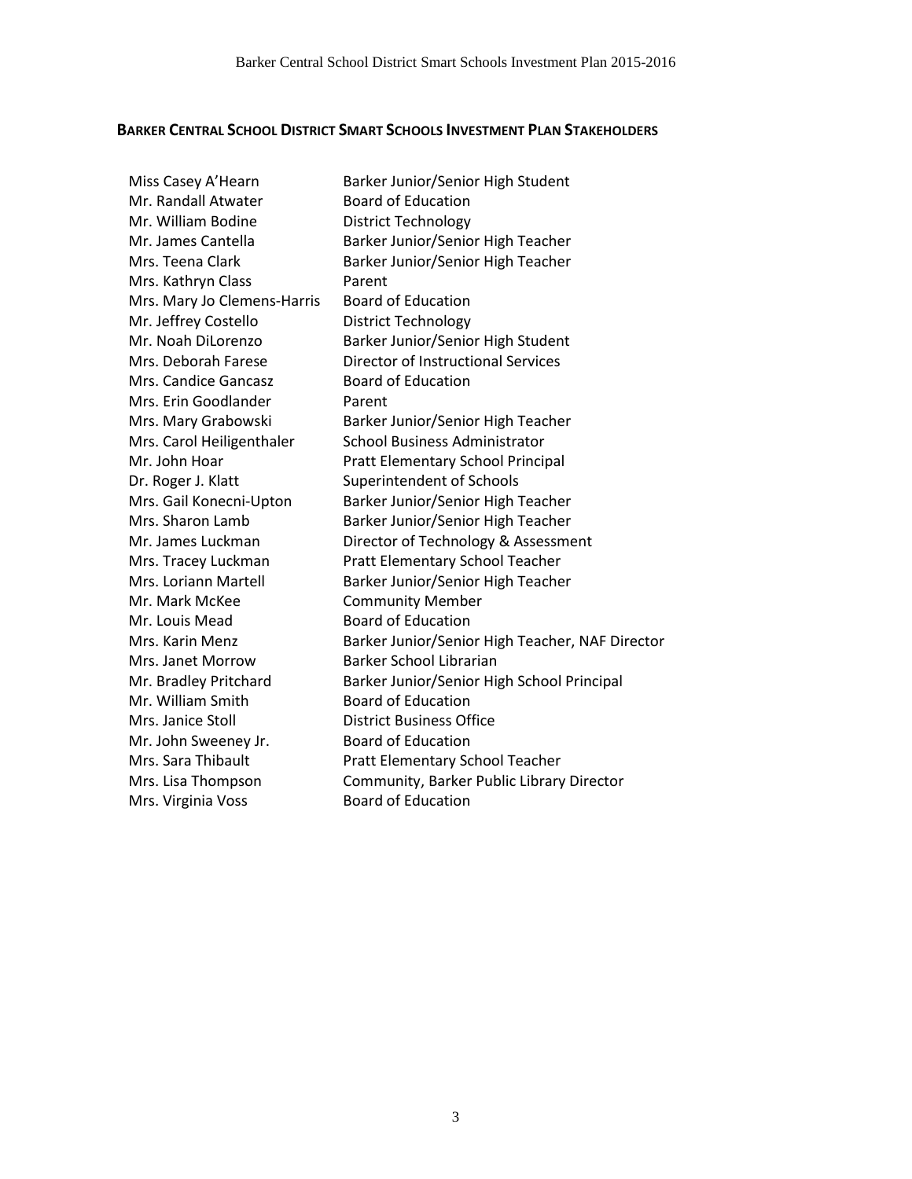**BARKER CENTRAL SCHOOL DISTRICT SMART SCHOOLS INVESTMENT PLAN STAKEHOLDERS**

| | |
|---|---|
| Miss Casey A'Hearn | Barker Junior/Senior High Student |
| Mr. Randall Atwater | Board of Education |
| Mr. William Bodine | District Technology |
| Mr. James Cantella | Barker Junior/Senior High Teacher |
| Mrs. Teena Clark | Barker Junior/Senior High Teacher |
| Mrs. Kathryn Class | Parent |
| Mrs. Mary Jo Clemens-Harris | Board of Education |
| Mr. Jeffrey Costello | District Technology |
| Mr. Noah DiLorenzo | Barker Junior/Senior High Student |
| Mrs. Deborah Farese | Director of Instructional Services |
| Mrs. Candice Gancasz | Board of Education |
| Mrs. Erin Goodlander | Parent |
| Mrs. Mary Grabowski | Barker Junior/Senior High Teacher |
| Mrs. Carol Heiligenthaler | School Business Administrator |
| Mr. John Hoar | Pratt Elementary School Principal |
| Dr. Roger J. Klatt | Superintendent of Schools |
| Mrs. Gail Konecni-Upton | Barker Junior/Senior High Teacher |
| Mrs. Sharon Lamb | Barker Junior/Senior High Teacher |
| Mr. James Luckman | Director of Technology & Assessment |
| Mrs. Tracey Luckman | Pratt Elementary School Teacher |
| Mrs. Loriann Martell | Barker Junior/Senior High Teacher |
| Mr. Mark McKee | Community Member |
| Mr. Louis Mead | Board of Education |
| Mrs. Karin Menz | Barker Junior/Senior High Teacher, NAF Director |
| Mrs. Janet Morrow | Barker School Librarian |
| Mr. Bradley Pritchard | Barker Junior/Senior High School Principal |
| Mr. William Smith | Board of Education |
| Mrs. Janice Stoll | District Business Office |
| Mr. John Sweeney Jr. | Board of Education |
| Mrs. Sara Thibault | Pratt Elementary School Teacher |
| Mrs. Lisa Thompson | Community, Barker Public Library Director |
| Mrs. Virginia Voss | Board of Education |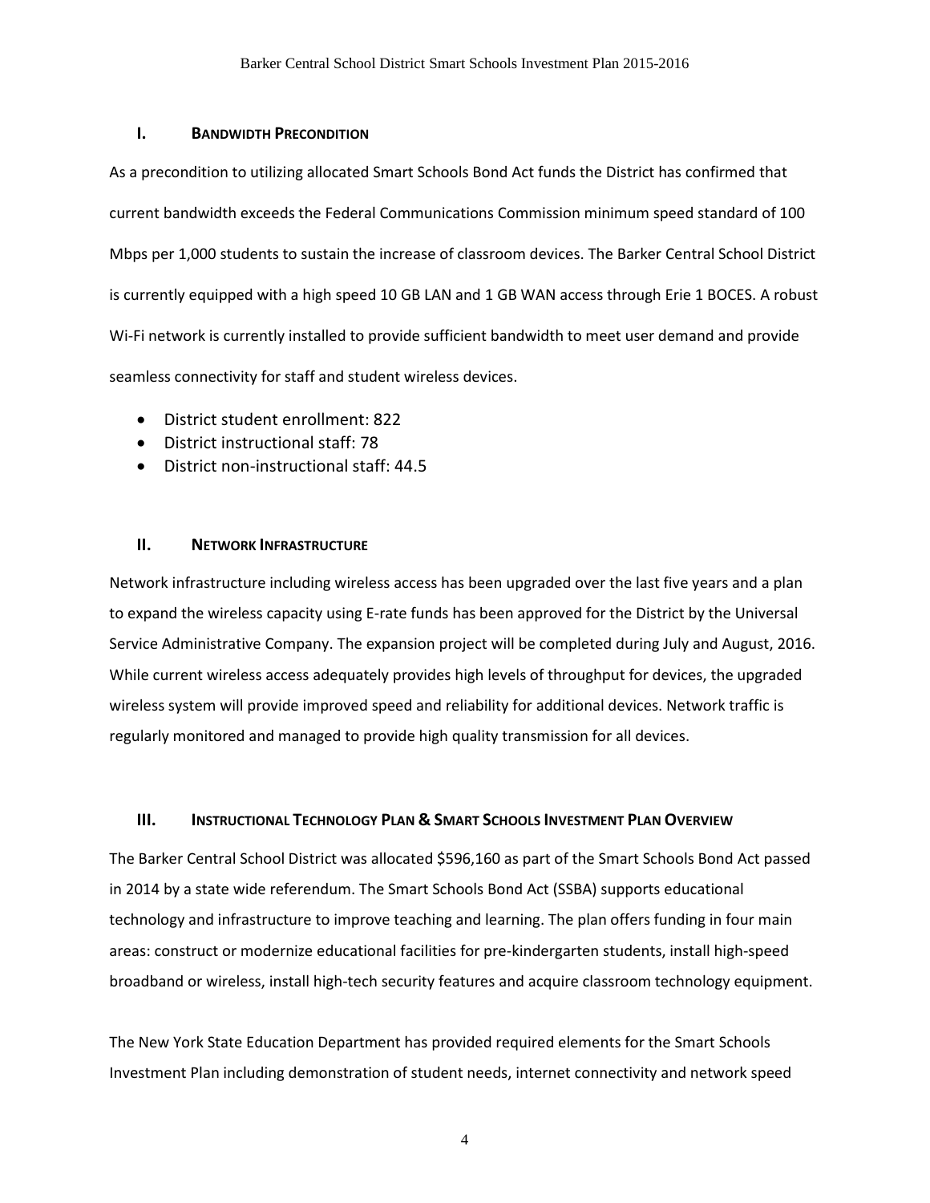## I. Bandwidth Precondition

As a precondition to utilizing allocated Smart Schools Bond Act funds the District has confirmed that current bandwidth exceeds the Federal Communications Commission minimum speed standard of 100 Mbps per 1,000 students to sustain the increase of classroom devices. The Barker Central School District is currently equipped with a high speed 10 GB LAN and 1 GB WAN access through Erie 1 BOCES. A robust Wi-Fi network is currently installed to provide sufficient bandwidth to meet user demand and provide seamless connectivity for staff and student wireless devices.

- District student enrollment: 822
- District instructional staff: 78
- District non-instructional staff: 44.5

## II. Network Infrastructure

Network infrastructure including wireless access has been upgraded over the last five years and a plan to expand the wireless capacity using E-rate funds has been approved for the District by the Universal Service Administrative Company. The expansion project will be completed during July and August, 2016. While current wireless access adequately provides high levels of throughput for devices, the upgraded wireless system will provide improved speed and reliability for additional devices. Network traffic is regularly monitored and managed to provide high quality transmission for all devices.

## III. Instructional Technology Plan & Smart Schools Investment Plan Overview

The Barker Central School District was allocated $596,160 as part of the Smart Schools Bond Act passed in 2014 by a state wide referendum. The Smart Schools Bond Act (SSBA) supports educational technology and infrastructure to improve teaching and learning. The plan offers funding in four main areas: construct or modernize educational facilities for pre-kindergarten students, install high-speed broadband or wireless, install high-tech security features and acquire classroom technology equipment.

The New York State Education Department has provided required elements for the Smart Schools Investment Plan including demonstration of student needs, internet connectivity and network speed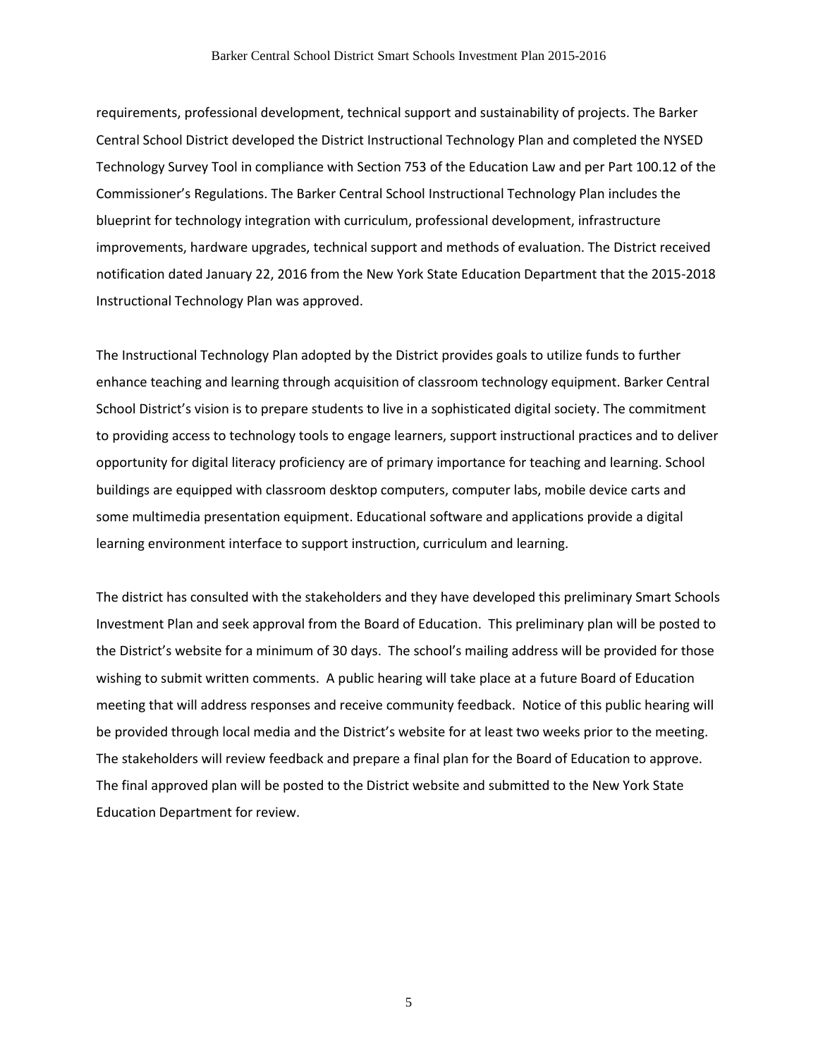requirements, professional development, technical support and sustainability of projects. The Barker Central School District developed the District Instructional Technology Plan and completed the NYSED Technology Survey Tool in compliance with Section 753 of the Education Law and per Part 100.12 of the Commissioner's Regulations. The Barker Central School Instructional Technology Plan includes the blueprint for technology integration with curriculum, professional development, infrastructure improvements, hardware upgrades, technical support and methods of evaluation. The District received notification dated January 22, 2016 from the New York State Education Department that the 2015-2018 Instructional Technology Plan was approved.

The Instructional Technology Plan adopted by the District provides goals to utilize funds to further enhance teaching and learning through acquisition of classroom technology equipment. Barker Central School District's vision is to prepare students to live in a sophisticated digital society. The commitment to providing access to technology tools to engage learners, support instructional practices and to deliver opportunity for digital literacy proficiency are of primary importance for teaching and learning. School buildings are equipped with classroom desktop computers, computer labs, mobile device carts and some multimedia presentation equipment. Educational software and applications provide a digital learning environment interface to support instruction, curriculum and learning.

The district has consulted with the stakeholders and they have developed this preliminary Smart Schools Investment Plan and seek approval from the Board of Education. This preliminary plan will be posted to the District's website for a minimum of 30 days. The school's mailing address will be provided for those wishing to submit written comments. A public hearing will take place at a future Board of Education meeting that will address responses and receive community feedback. Notice of this public hearing will be provided through local media and the District's website for at least two weeks prior to the meeting. The stakeholders will review feedback and prepare a final plan for the Board of Education to approve. The final approved plan will be posted to the District website and submitted to the New York State Education Department for review.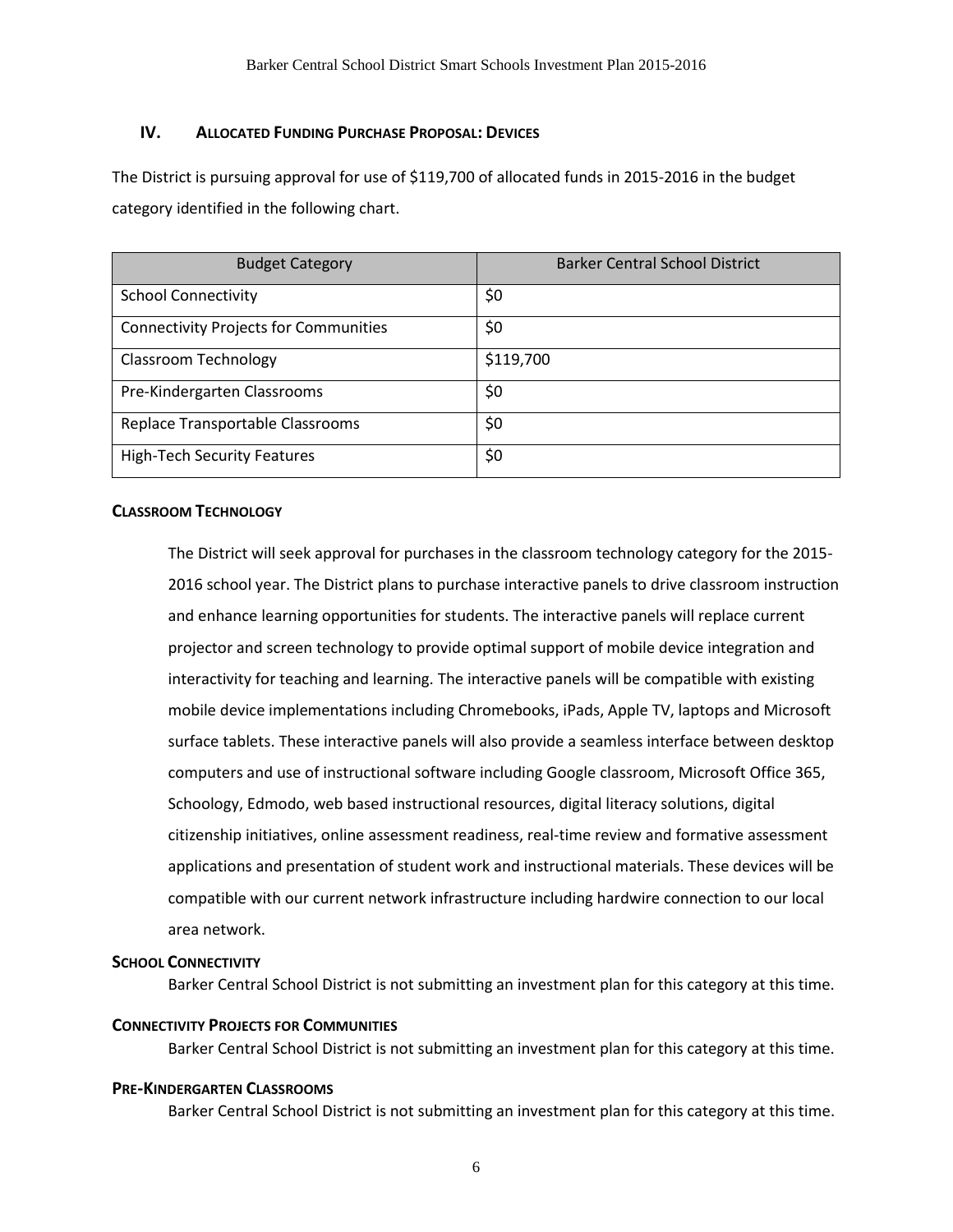## IV. Allocated Funding Purchase Proposal: Devices

The District is pursuing approval for use of $119,700 of allocated funds in 2015-2016 in the budget category identified in the following chart.

| Budget Category | Barker Central School District |
|---|---|
| School Connectivity | $0 |
| Connectivity Projects for Communities | $0 |
| Classroom Technology | $119,700 |
| Pre-Kindergarten Classrooms | $0 |
| Replace Transportable Classrooms | $0 |
| High-Tech Security Features | $0 |

### Classroom Technology

The District will seek approval for purchases in the classroom technology category for the 2015-2016 school year. The District plans to purchase interactive panels to drive classroom instruction and enhance learning opportunities for students. The interactive panels will replace current projector and screen technology to provide optimal support of mobile device integration and interactivity for teaching and learning. The interactive panels will be compatible with existing mobile device implementations including Chromebooks, iPads, Apple TV, laptops and Microsoft surface tablets. These interactive panels will also provide a seamless interface between desktop computers and use of instructional software including Google classroom, Microsoft Office 365, Schoology, Edmodo, web based instructional resources, digital literacy solutions, digital citizenship initiatives, online assessment readiness, real-time review and formative assessment applications and presentation of student work and instructional materials. These devices will be compatible with our current network infrastructure including hardwire connection to our local area network.

### School Connectivity

Barker Central School District is not submitting an investment plan for this category at this time.

### Connectivity Projects for Communities

Barker Central School District is not submitting an investment plan for this category at this time.

### Pre-Kindergarten Classrooms

Barker Central School District is not submitting an investment plan for this category at this time.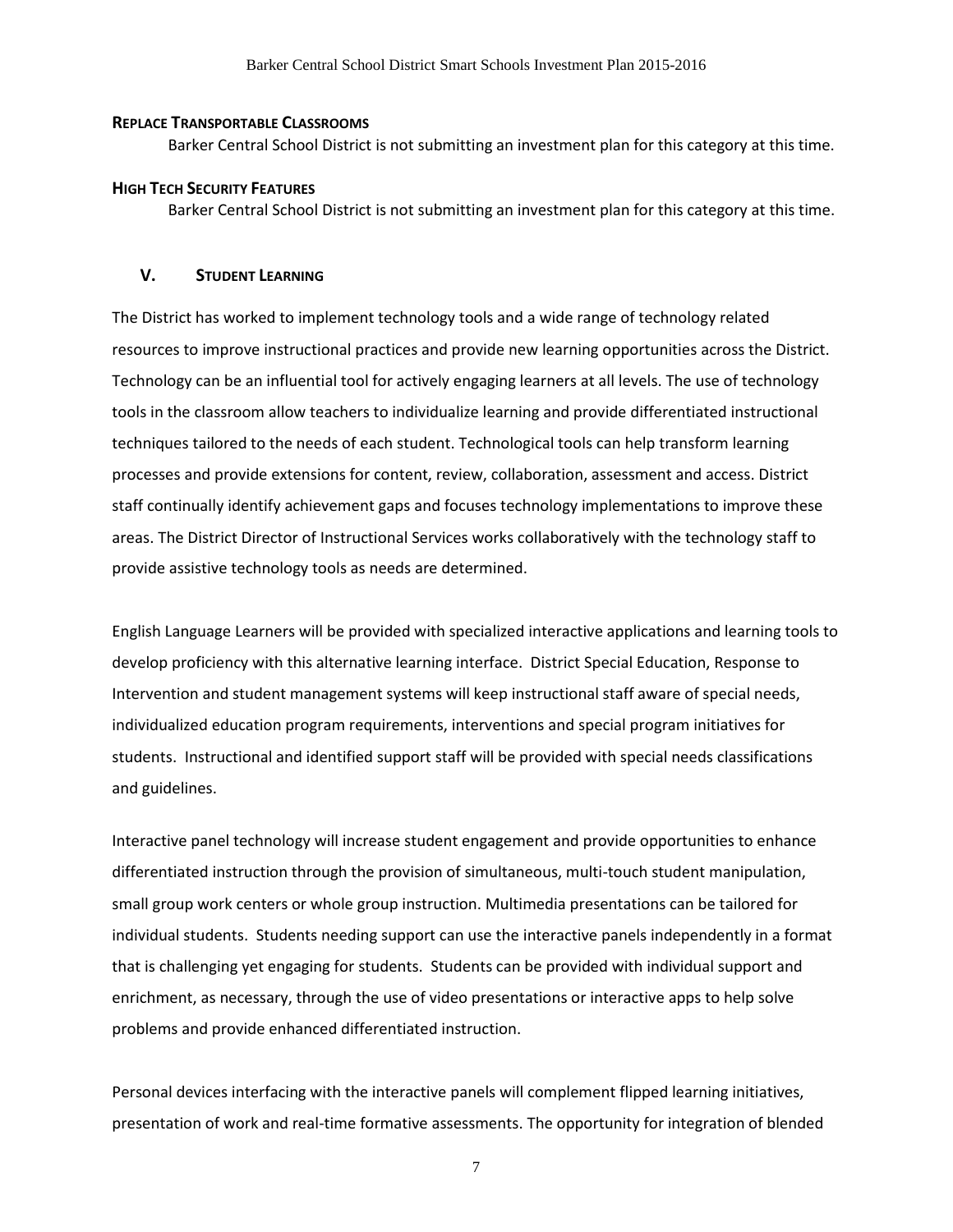**Replace Transportable Classrooms**

Barker Central School District is not submitting an investment plan for this category at this time.

**High Tech Security Features**

Barker Central School District is not submitting an investment plan for this category at this time.

## V. Student Learning

The District has worked to implement technology tools and a wide range of technology related resources to improve instructional practices and provide new learning opportunities across the District. Technology can be an influential tool for actively engaging learners at all levels. The use of technology tools in the classroom allow teachers to individualize learning and provide differentiated instructional techniques tailored to the needs of each student. Technological tools can help transform learning processes and provide extensions for content, review, collaboration, assessment and access. District staff continually identify achievement gaps and focuses technology implementations to improve these areas. The District Director of Instructional Services works collaboratively with the technology staff to provide assistive technology tools as needs are determined.

English Language Learners will be provided with specialized interactive applications and learning tools to develop proficiency with this alternative learning interface. District Special Education, Response to Intervention and student management systems will keep instructional staff aware of special needs, individualized education program requirements, interventions and special program initiatives for students. Instructional and identified support staff will be provided with special needs classifications and guidelines.

Interactive panel technology will increase student engagement and provide opportunities to enhance differentiated instruction through the provision of simultaneous, multi-touch student manipulation, small group work centers or whole group instruction. Multimedia presentations can be tailored for individual students. Students needing support can use the interactive panels independently in a format that is challenging yet engaging for students. Students can be provided with individual support and enrichment, as necessary, through the use of video presentations or interactive apps to help solve problems and provide enhanced differentiated instruction.

Personal devices interfacing with the interactive panels will complement flipped learning initiatives, presentation of work and real-time formative assessments. The opportunity for integration of blended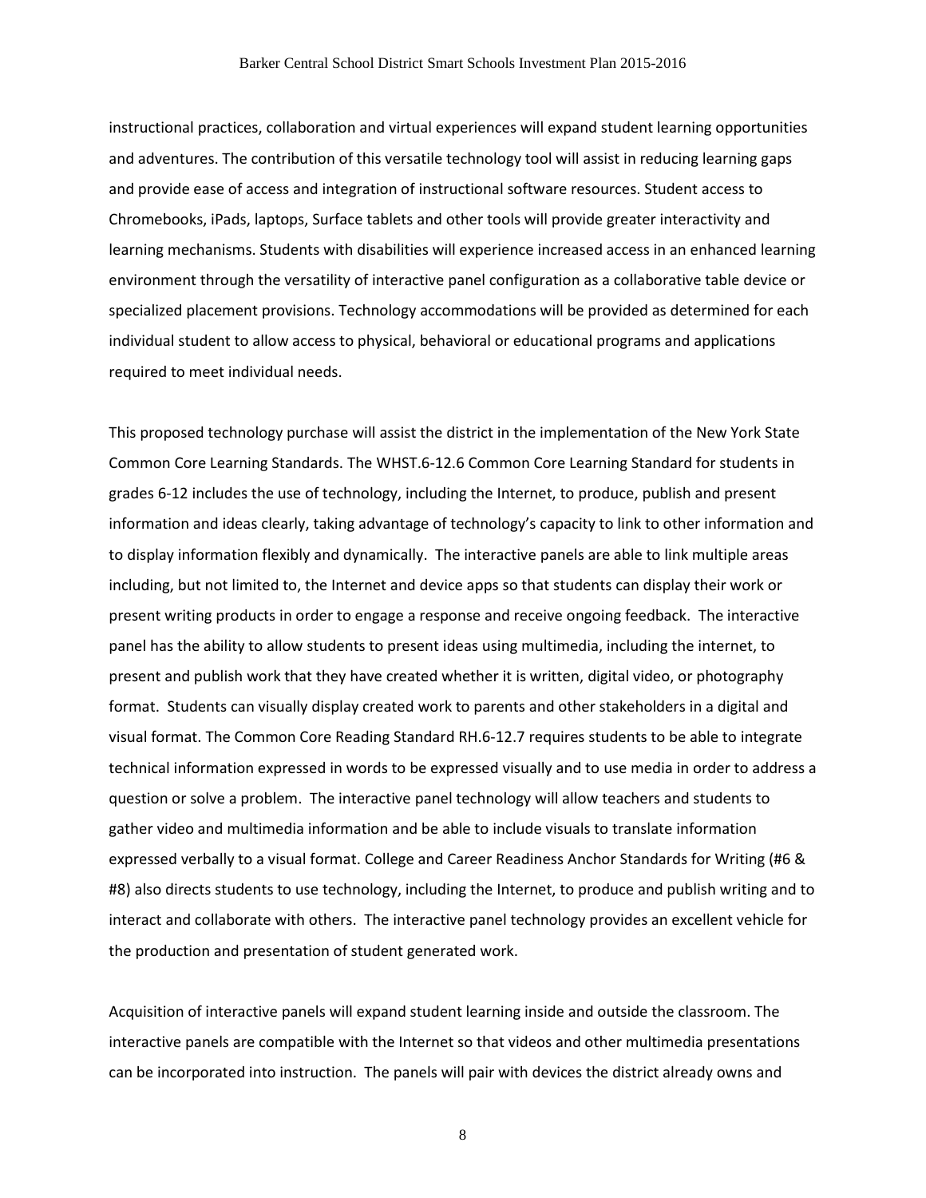instructional practices, collaboration and virtual experiences will expand student learning opportunities and adventures. The contribution of this versatile technology tool will assist in reducing learning gaps and provide ease of access and integration of instructional software resources. Student access to Chromebooks, iPads, laptops, Surface tablets and other tools will provide greater interactivity and learning mechanisms. Students with disabilities will experience increased access in an enhanced learning environment through the versatility of interactive panel configuration as a collaborative table device or specialized placement provisions. Technology accommodations will be provided as determined for each individual student to allow access to physical, behavioral or educational programs and applications required to meet individual needs.

This proposed technology purchase will assist the district in the implementation of the New York State Common Core Learning Standards. The WHST.6-12.6 Common Core Learning Standard for students in grades 6-12 includes the use of technology, including the Internet, to produce, publish and present information and ideas clearly, taking advantage of technology's capacity to link to other information and to display information flexibly and dynamically. The interactive panels are able to link multiple areas including, but not limited to, the Internet and device apps so that students can display their work or present writing products in order to engage a response and receive ongoing feedback. The interactive panel has the ability to allow students to present ideas using multimedia, including the internet, to present and publish work that they have created whether it is written, digital video, or photography format. Students can visually display created work to parents and other stakeholders in a digital and visual format. The Common Core Reading Standard RH.6-12.7 requires students to be able to integrate technical information expressed in words to be expressed visually and to use media in order to address a question or solve a problem. The interactive panel technology will allow teachers and students to gather video and multimedia information and be able to include visuals to translate information expressed verbally to a visual format. College and Career Readiness Anchor Standards for Writing (#6 & #8) also directs students to use technology, including the Internet, to produce and publish writing and to interact and collaborate with others. The interactive panel technology provides an excellent vehicle for the production and presentation of student generated work.

Acquisition of interactive panels will expand student learning inside and outside the classroom. The interactive panels are compatible with the Internet so that videos and other multimedia presentations can be incorporated into instruction. The panels will pair with devices the district already owns and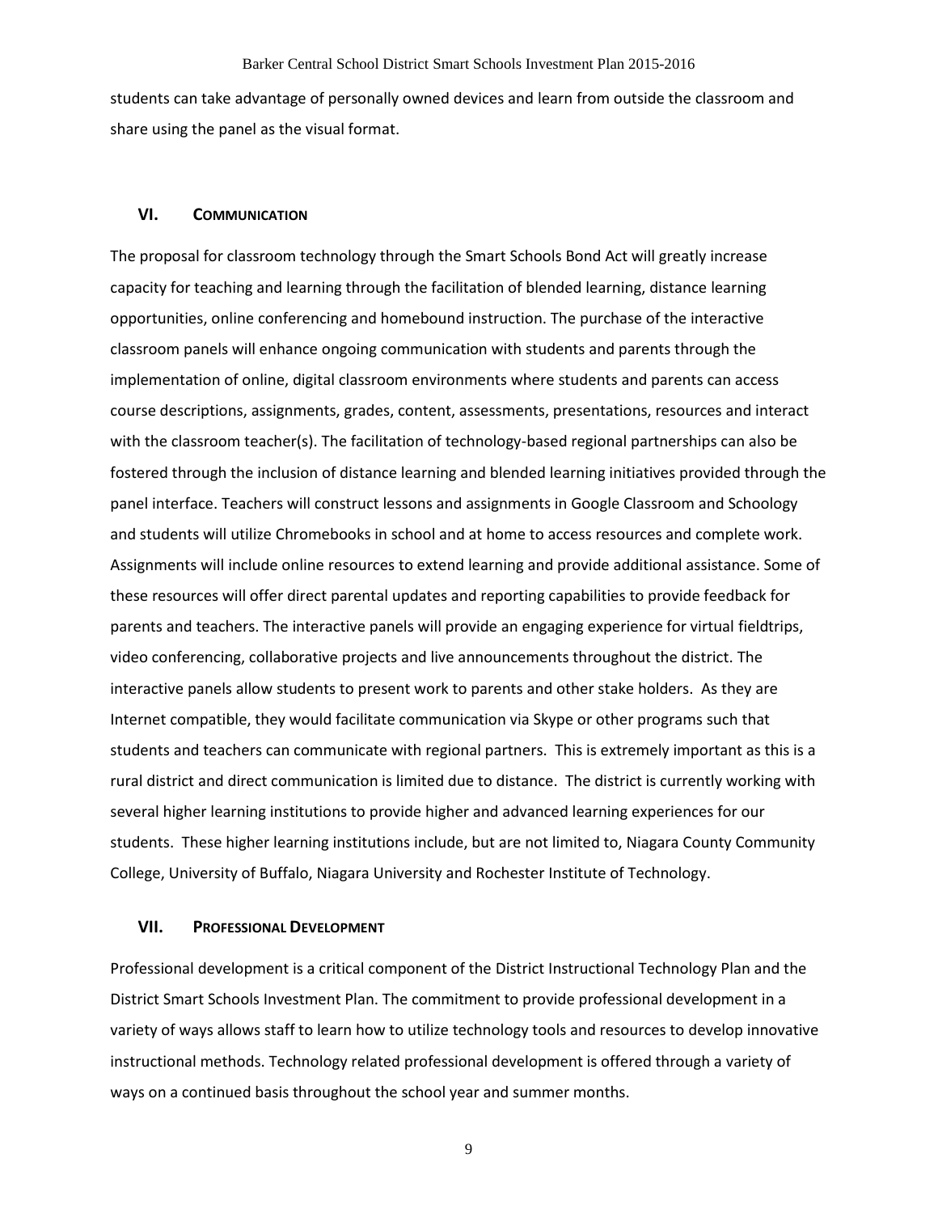students can take advantage of personally owned devices and learn from outside the classroom and share using the panel as the visual format.

## VI. COMMUNICATION

The proposal for classroom technology through the Smart Schools Bond Act will greatly increase capacity for teaching and learning through the facilitation of blended learning, distance learning opportunities, online conferencing and homebound instruction. The purchase of the interactive classroom panels will enhance ongoing communication with students and parents through the implementation of online, digital classroom environments where students and parents can access course descriptions, assignments, grades, content, assessments, presentations, resources and interact with the classroom teacher(s). The facilitation of technology-based regional partnerships can also be fostered through the inclusion of distance learning and blended learning initiatives provided through the panel interface. Teachers will construct lessons and assignments in Google Classroom and Schoology and students will utilize Chromebooks in school and at home to access resources and complete work. Assignments will include online resources to extend learning and provide additional assistance. Some of these resources will offer direct parental updates and reporting capabilities to provide feedback for parents and teachers. The interactive panels will provide an engaging experience for virtual fieldtrips, video conferencing, collaborative projects and live announcements throughout the district. The interactive panels allow students to present work to parents and other stake holders. As they are Internet compatible, they would facilitate communication via Skype or other programs such that students and teachers can communicate with regional partners. This is extremely important as this is a rural district and direct communication is limited due to distance. The district is currently working with several higher learning institutions to provide higher and advanced learning experiences for our students. These higher learning institutions include, but are not limited to, Niagara County Community College, University of Buffalo, Niagara University and Rochester Institute of Technology.

## VII. PROFESSIONAL DEVELOPMENT

Professional development is a critical component of the District Instructional Technology Plan and the District Smart Schools Investment Plan. The commitment to provide professional development in a variety of ways allows staff to learn how to utilize technology tools and resources to develop innovative instructional methods. Technology related professional development is offered through a variety of ways on a continued basis throughout the school year and summer months.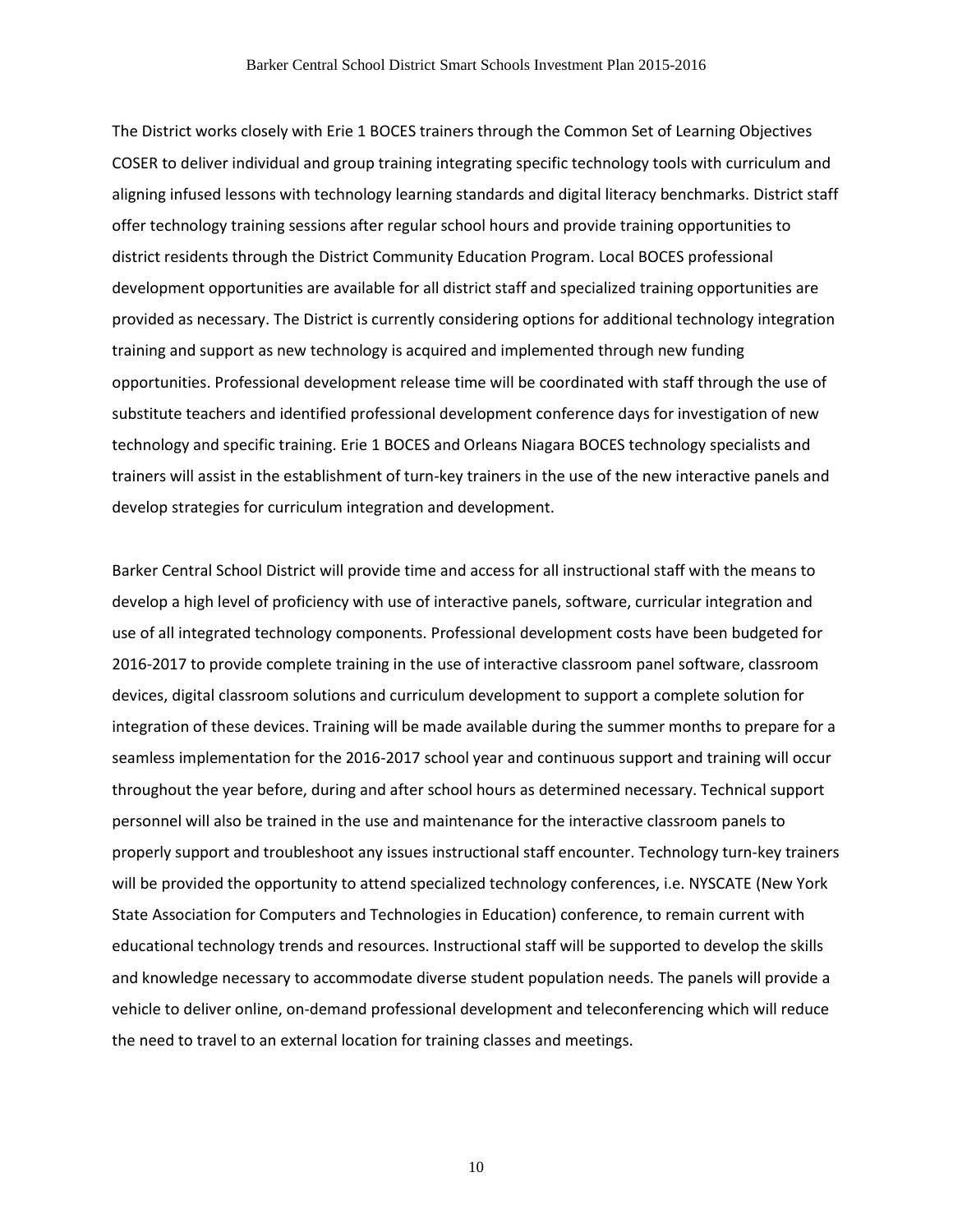The District works closely with Erie 1 BOCES trainers through the Common Set of Learning Objectives COSER to deliver individual and group training integrating specific technology tools with curriculum and aligning infused lessons with technology learning standards and digital literacy benchmarks. District staff offer technology training sessions after regular school hours and provide training opportunities to district residents through the District Community Education Program. Local BOCES professional development opportunities are available for all district staff and specialized training opportunities are provided as necessary. The District is currently considering options for additional technology integration training and support as new technology is acquired and implemented through new funding opportunities. Professional development release time will be coordinated with staff through the use of substitute teachers and identified professional development conference days for investigation of new technology and specific training. Erie 1 BOCES and Orleans Niagara BOCES technology specialists and trainers will assist in the establishment of turn-key trainers in the use of the new interactive panels and develop strategies for curriculum integration and development.

Barker Central School District will provide time and access for all instructional staff with the means to develop a high level of proficiency with use of interactive panels, software, curricular integration and use of all integrated technology components. Professional development costs have been budgeted for 2016-2017 to provide complete training in the use of interactive classroom panel software, classroom devices, digital classroom solutions and curriculum development to support a complete solution for integration of these devices. Training will be made available during the summer months to prepare for a seamless implementation for the 2016-2017 school year and continuous support and training will occur throughout the year before, during and after school hours as determined necessary. Technical support personnel will also be trained in the use and maintenance for the interactive classroom panels to properly support and troubleshoot any issues instructional staff encounter. Technology turn-key trainers will be provided the opportunity to attend specialized technology conferences, i.e. NYSCATE (New York State Association for Computers and Technologies in Education) conference, to remain current with educational technology trends and resources. Instructional staff will be supported to develop the skills and knowledge necessary to accommodate diverse student population needs. The panels will provide a vehicle to deliver online, on-demand professional development and teleconferencing which will reduce the need to travel to an external location for training classes and meetings.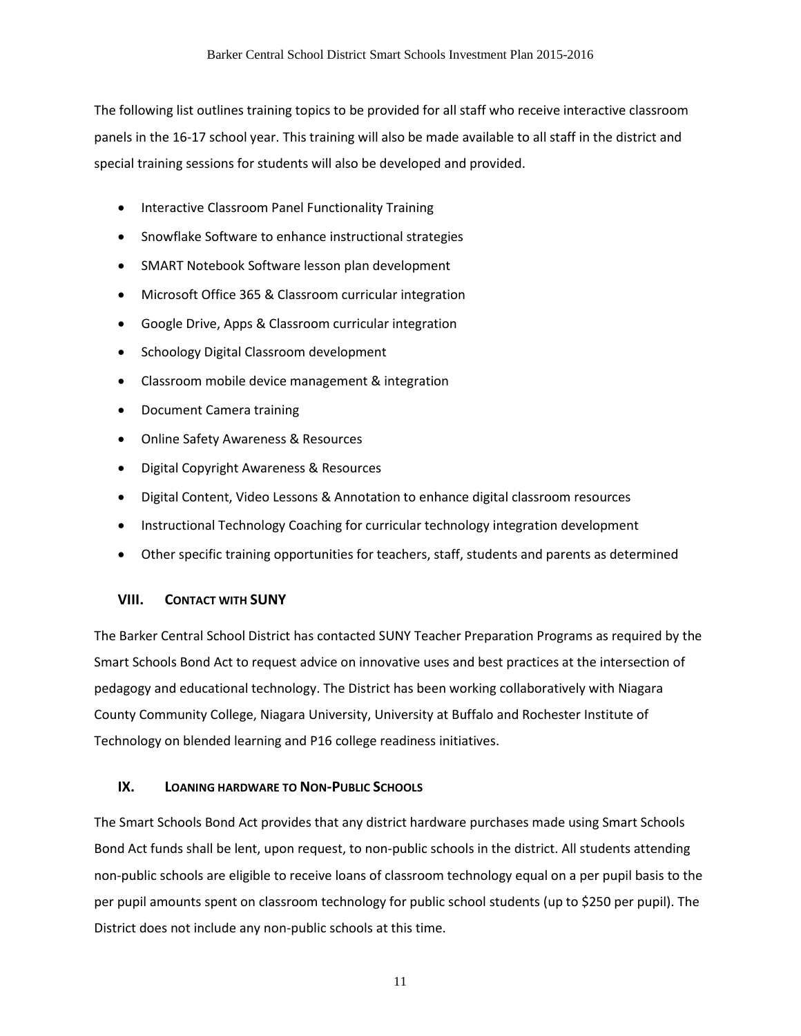The following list outlines training topics to be provided for all staff who receive interactive classroom panels in the 16-17 school year. This training will also be made available to all staff in the district and special training sessions for students will also be developed and provided.

- Interactive Classroom Panel Functionality Training
- Snowflake Software to enhance instructional strategies
- SMART Notebook Software lesson plan development
- Microsoft Office 365 & Classroom curricular integration
- Google Drive, Apps & Classroom curricular integration
- Schoology Digital Classroom development
- Classroom mobile device management & integration
- Document Camera training
- Online Safety Awareness & Resources
- Digital Copyright Awareness & Resources
- Digital Content, Video Lessons & Annotation to enhance digital classroom resources
- Instructional Technology Coaching for curricular technology integration development
- Other specific training opportunities for teachers, staff, students and parents as determined

## VIII. Contact with SUNY

The Barker Central School District has contacted SUNY Teacher Preparation Programs as required by the Smart Schools Bond Act to request advice on innovative uses and best practices at the intersection of pedagogy and educational technology. The District has been working collaboratively with Niagara County Community College, Niagara University, University at Buffalo and Rochester Institute of Technology on blended learning and P16 college readiness initiatives.

## IX. Loaning hardware to Non-Public Schools

The Smart Schools Bond Act provides that any district hardware purchases made using Smart Schools Bond Act funds shall be lent, upon request, to non-public schools in the district. All students attending non-public schools are eligible to receive loans of classroom technology equal on a per pupil basis to the per pupil amounts spent on classroom technology for public school students (up to $250 per pupil). The District does not include any non-public schools at this time.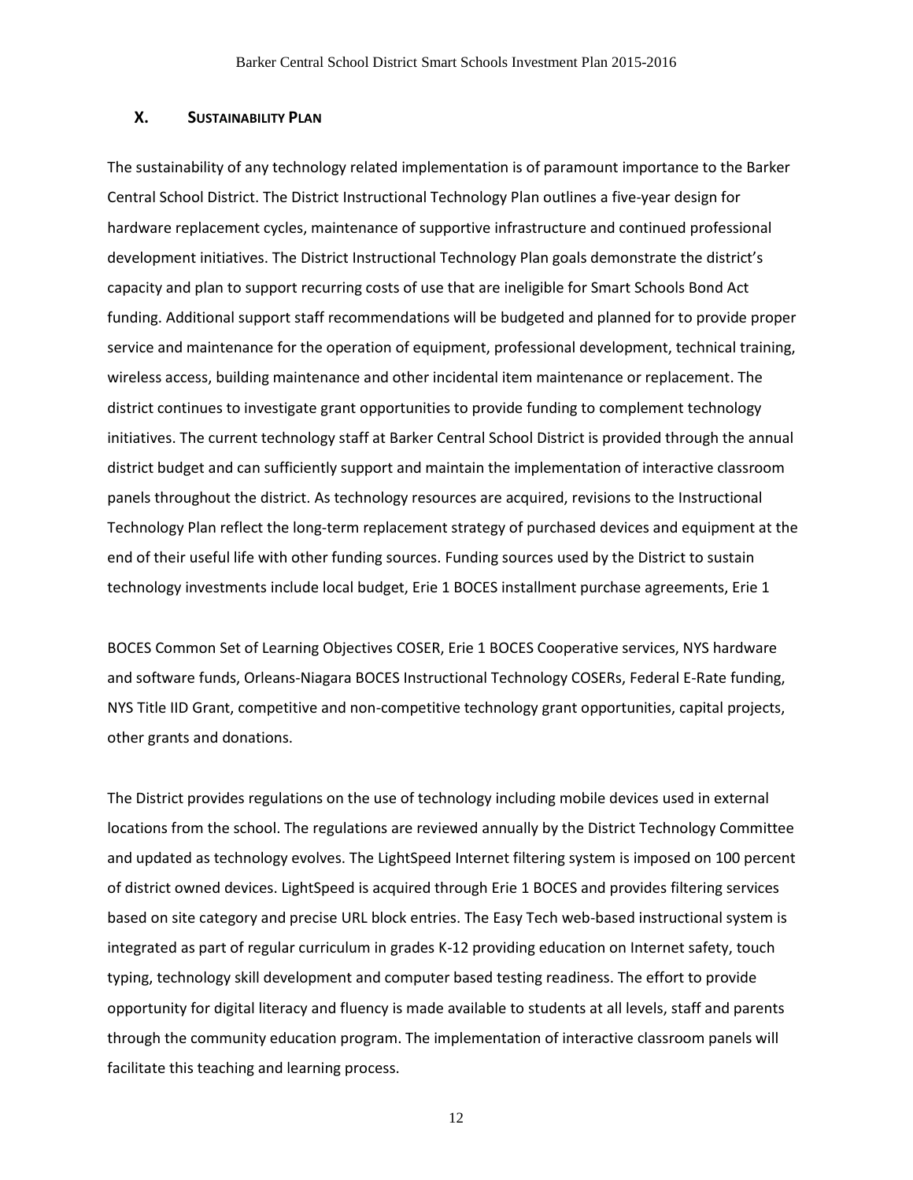## X. SUSTAINABILITY PLAN

The sustainability of any technology related implementation is of paramount importance to the Barker Central School District. The District Instructional Technology Plan outlines a five-year design for hardware replacement cycles, maintenance of supportive infrastructure and continued professional development initiatives. The District Instructional Technology Plan goals demonstrate the district's capacity and plan to support recurring costs of use that are ineligible for Smart Schools Bond Act funding. Additional support staff recommendations will be budgeted and planned for to provide proper service and maintenance for the operation of equipment, professional development, technical training, wireless access, building maintenance and other incidental item maintenance or replacement. The district continues to investigate grant opportunities to provide funding to complement technology initiatives. The current technology staff at Barker Central School District is provided through the annual district budget and can sufficiently support and maintain the implementation of interactive classroom panels throughout the district. As technology resources are acquired, revisions to the Instructional Technology Plan reflect the long-term replacement strategy of purchased devices and equipment at the end of their useful life with other funding sources. Funding sources used by the District to sustain technology investments include local budget, Erie 1 BOCES installment purchase agreements, Erie 1 BOCES Common Set of Learning Objectives COSER, Erie 1 BOCES Cooperative services, NYS hardware and software funds, Orleans-Niagara BOCES Instructional Technology COSERs, Federal E-Rate funding, NYS Title IID Grant, competitive and non-competitive technology grant opportunities, capital projects, other grants and donations.

The District provides regulations on the use of technology including mobile devices used in external locations from the school. The regulations are reviewed annually by the District Technology Committee and updated as technology evolves. The LightSpeed Internet filtering system is imposed on 100 percent of district owned devices. LightSpeed is acquired through Erie 1 BOCES and provides filtering services based on site category and precise URL block entries. The Easy Tech web-based instructional system is integrated as part of regular curriculum in grades K-12 providing education on Internet safety, touch typing, technology skill development and computer based testing readiness. The effort to provide opportunity for digital literacy and fluency is made available to students at all levels, staff and parents through the community education program. The implementation of interactive classroom panels will facilitate this teaching and learning process.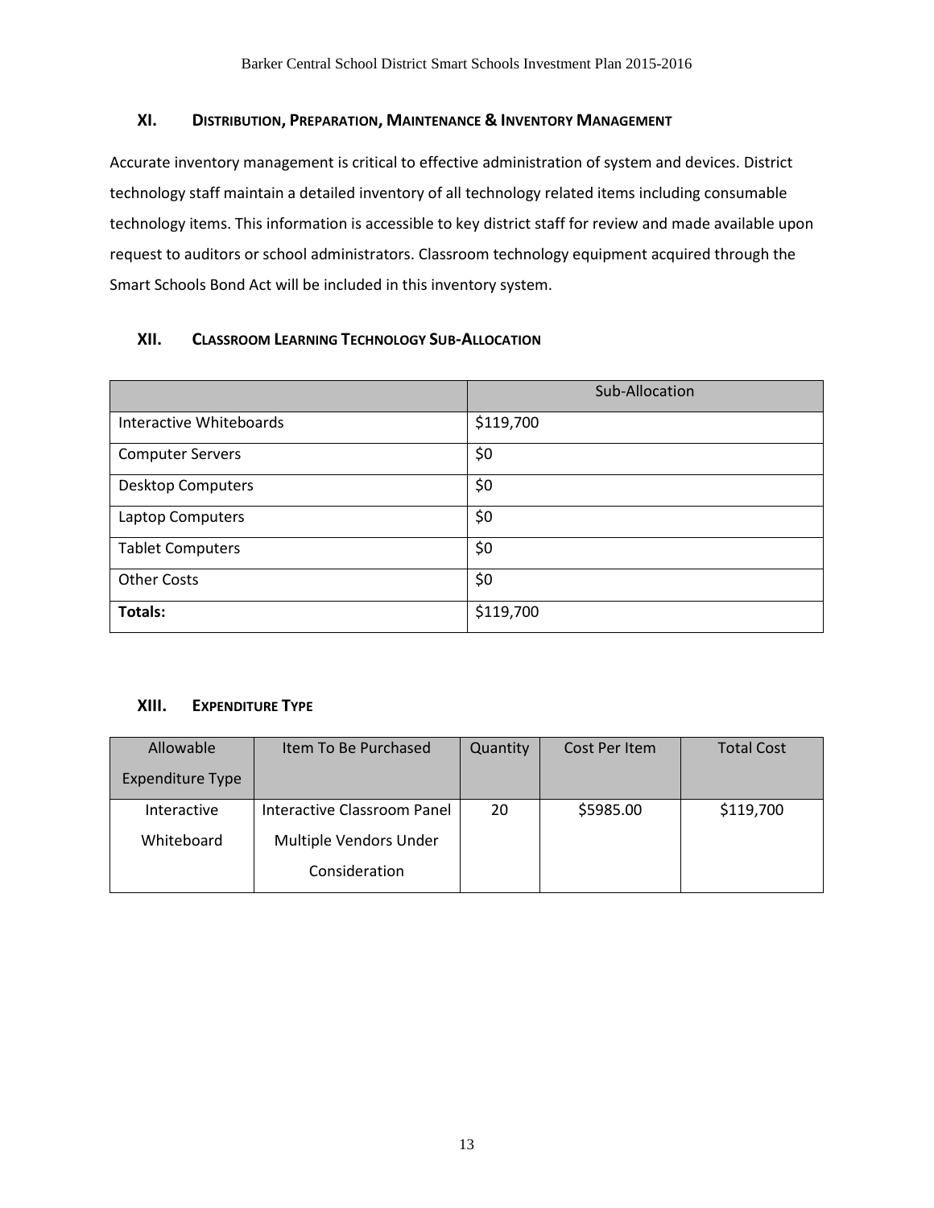## XI. Distribution, Preparation, Maintenance & Inventory Management

Accurate inventory management is critical to effective administration of system and devices. District technology staff maintain a detailed inventory of all technology related items including consumable technology items. This information is accessible to key district staff for review and made available upon request to auditors or school administrators. Classroom technology equipment acquired through the Smart Schools Bond Act will be included in this inventory system.

## XII. Classroom Learning Technology Sub-Allocation

| | Sub-Allocation |
|---|---|
| Interactive Whiteboards | $119,700 |
| Computer Servers | $0 |
| Desktop Computers | $0 |
| Laptop Computers | $0 |
| Tablet Computers | $0 |
| Other Costs | $0 |
| **Totals:** | $119,700 |

## XIII. Expenditure Type

| Allowable Expenditure Type | Item To Be Purchased | Quantity | Cost Per Item | Total Cost |
|---|---|---|---|---|
| Interactive Whiteboard | Interactive Classroom Panel Multiple Vendors Under Consideration | 20 | $5985.00 | $119,700 |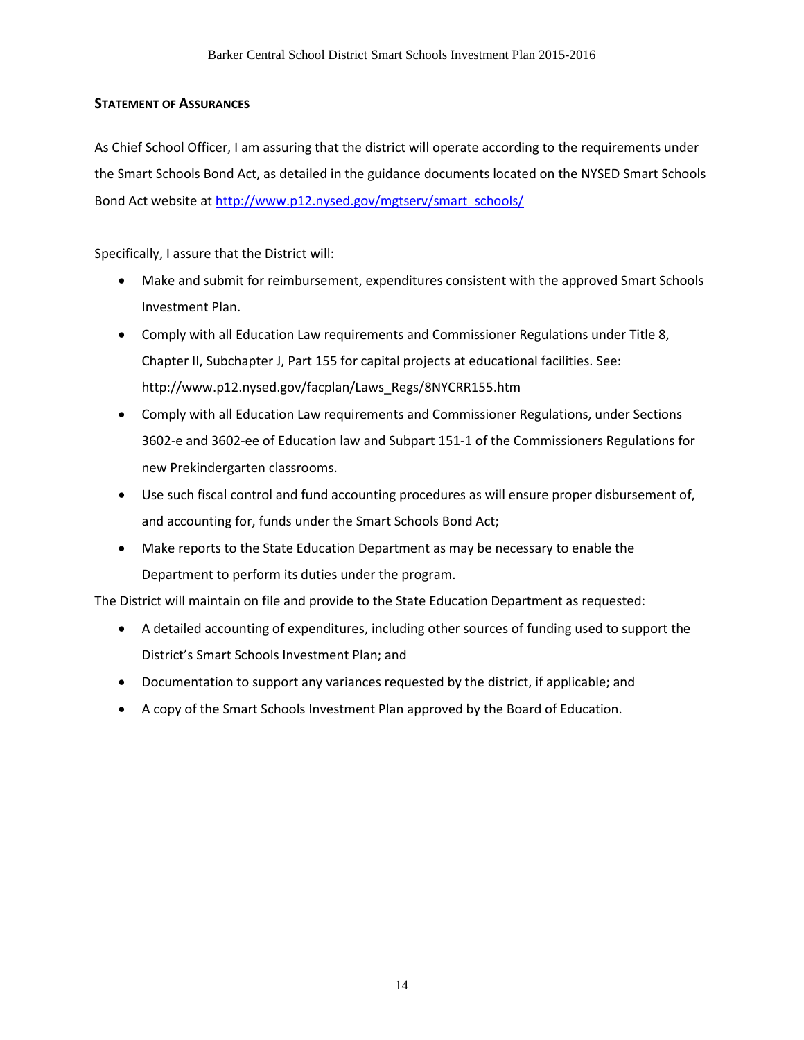## STATEMENT OF ASSURANCES

As Chief School Officer, I am assuring that the district will operate according to the requirements under the Smart Schools Bond Act, as detailed in the guidance documents located on the NYSED Smart Schools Bond Act website at [http://www.p12.nysed.gov/mgtserv/smart_schools/](http://www.p12.nysed.gov/mgtserv/smart_schools/)

Specifically, I assure that the District will:

- Make and submit for reimbursement, expenditures consistent with the approved Smart Schools Investment Plan.
- Comply with all Education Law requirements and Commissioner Regulations under Title 8, Chapter II, Subchapter J, Part 155 for capital projects at educational facilities. See: http://www.p12.nysed.gov/facplan/Laws_Regs/8NYCRR155.htm
- Comply with all Education Law requirements and Commissioner Regulations, under Sections 3602-e and 3602-ee of Education law and Subpart 151-1 of the Commissioners Regulations for new Prekindergarten classrooms.
- Use such fiscal control and fund accounting procedures as will ensure proper disbursement of, and accounting for, funds under the Smart Schools Bond Act;
- Make reports to the State Education Department as may be necessary to enable the Department to perform its duties under the program.

The District will maintain on file and provide to the State Education Department as requested:

- A detailed accounting of expenditures, including other sources of funding used to support the District's Smart Schools Investment Plan; and
- Documentation to support any variances requested by the district, if applicable; and
- A copy of the Smart Schools Investment Plan approved by the Board of Education.